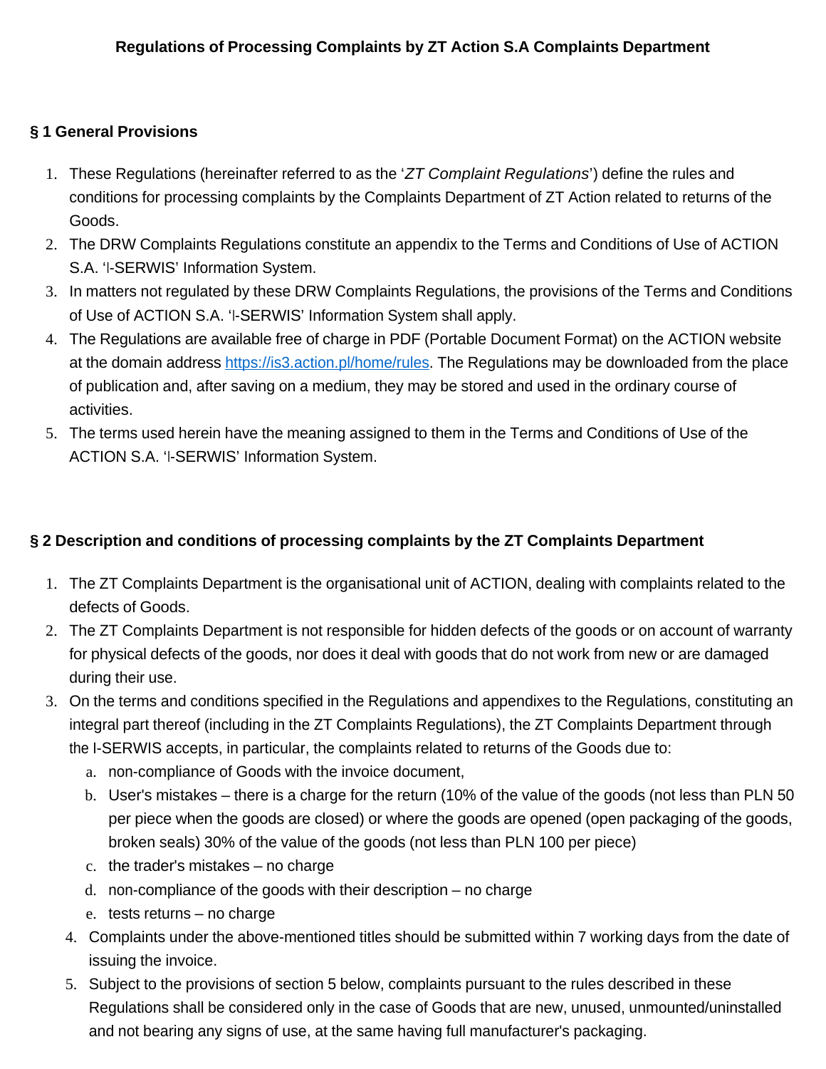# Regulations of Processing Complaints by ZT Action S.A Complaints Department

## § 1 General Provisions

1. These Regulations (hereinafter referred to as the '*ZT Complaint Regulations*') define the rules and conditions for processing complaints by the Complaints Department of ZT Action related to returns of the Goods.
2. The DRW Complaints Regulations constitute an appendix to the Terms and Conditions of Use of ACTION S.A. 'I-SERWIS' Information System.
3. In matters not regulated by these DRW Complaints Regulations, the provisions of the Terms and Conditions of Use of ACTION S.A. 'I-SERWIS' Information System shall apply.
4. The Regulations are available free of charge in PDF (Portable Document Format) on the ACTION website at the domain address [https://is3.action.pl/home/rules](https://is3.action.pl/home/rules). The Regulations may be downloaded from the place of publication and, after saving on a medium, they may be stored and used in the ordinary course of activities.
5. The terms used herein have the meaning assigned to them in the Terms and Conditions of Use of the ACTION S.A. 'I-SERWIS' Information System.

## § 2 Description and conditions of processing complaints by the ZT Complaints Department

1. The ZT Complaints Department is the organisational unit of ACTION, dealing with complaints related to the defects of Goods.
2. The ZT Complaints Department is not responsible for hidden defects of the goods or on account of warranty for physical defects of the goods, nor does it deal with goods that do not work from new or are damaged during their use.
3. On the terms and conditions specified in the Regulations and appendixes to the Regulations, constituting an integral part thereof (including in the ZT Complaints Regulations), the ZT Complaints Department through the I-SERWIS accepts, in particular, the complaints related to returns of the Goods due to:
   a. non-compliance of Goods with the invoice document,
   b. User's mistakes – there is a charge for the return (10% of the value of the goods (not less than PLN 50 per piece when the goods are closed) or where the goods are opened (open packaging of the goods, broken seals) 30% of the value of the goods (not less than PLN 100 per piece)
   c. the trader's mistakes – no charge
   d. non-compliance of the goods with their description – no charge
   e. tests returns – no charge
4. Complaints under the above-mentioned titles should be submitted within 7 working days from the date of issuing the invoice.
5. Subject to the provisions of section 5 below, complaints pursuant to the rules described in these Regulations shall be considered only in the case of Goods that are new, unused, unmounted/uninstalled and not bearing any signs of use, at the same having full manufacturer's packaging.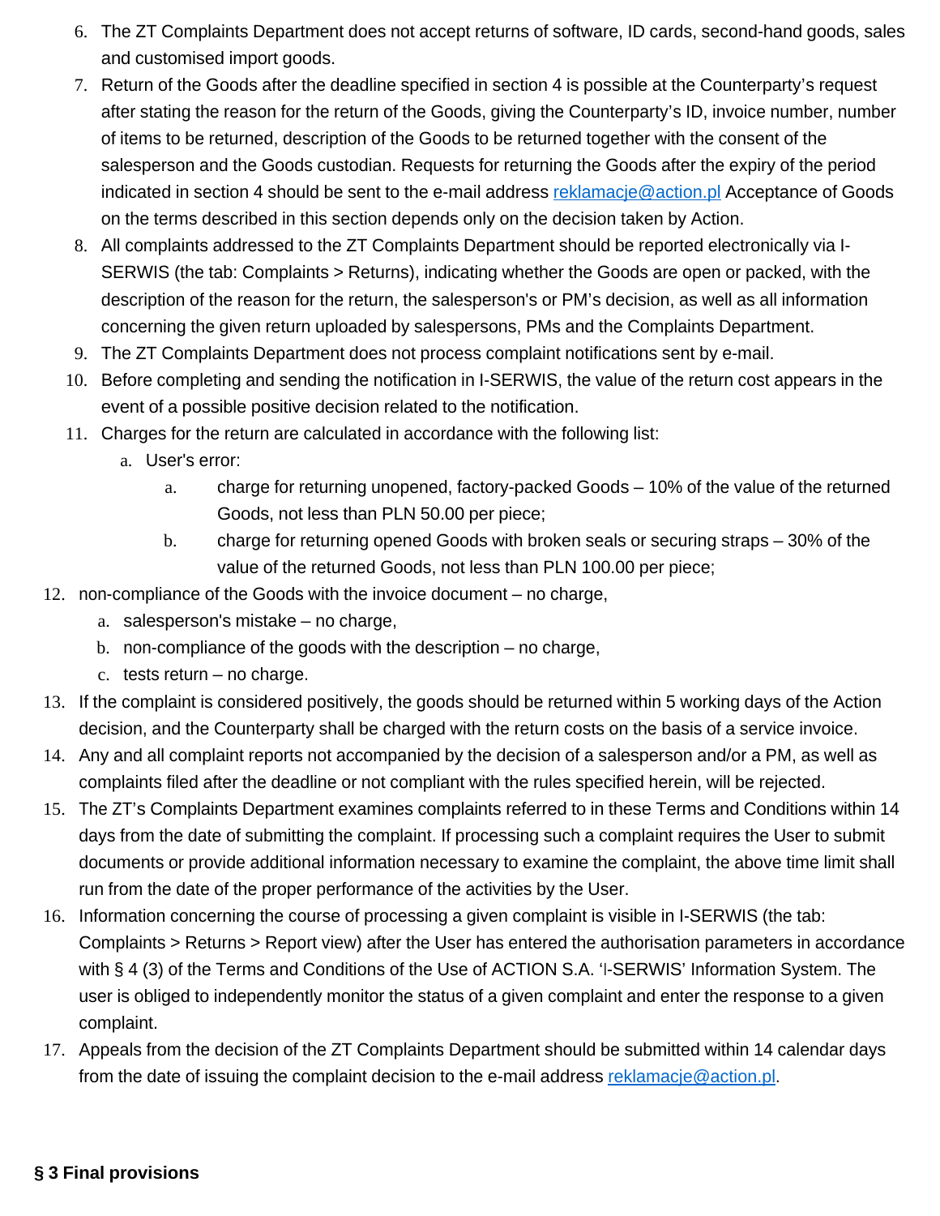6. The ZT Complaints Department does not accept returns of software, ID cards, second-hand goods, sales and customised import goods.
7. Return of the Goods after the deadline specified in section 4 is possible at the Counterparty's request after stating the reason for the return of the Goods, giving the Counterparty's ID, invoice number, number of items to be returned, description of the Goods to be returned together with the consent of the salesperson and the Goods custodian. Requests for returning the Goods after the expiry of the period indicated in section 4 should be sent to the e-mail address [reklamacje@action.pl](mailto:reklamacje@action.pl) Acceptance of Goods on the terms described in this section depends only on the decision taken by Action.
8. All complaints addressed to the ZT Complaints Department should be reported electronically via I-SERWIS (the tab: Complaints > Returns), indicating whether the Goods are open or packed, with the description of the reason for the return, the salesperson's or PM's decision, as well as all information concerning the given return uploaded by salespersons, PMs and the Complaints Department.
9. The ZT Complaints Department does not process complaint notifications sent by e-mail.
10. Before completing and sending the notification in I-SERWIS, the value of the return cost appears in the event of a possible positive decision related to the notification.
11. Charges for the return are calculated in accordance with the following list:
    a. User's error:
        a. charge for returning unopened, factory-packed Goods – 10% of the value of the returned Goods, not less than PLN 50.00 per piece;
        b. charge for returning opened Goods with broken seals or securing straps – 30% of the value of the returned Goods, not less than PLN 100.00 per piece;
12. non-compliance of the Goods with the invoice document – no charge,
    a. salesperson's mistake – no charge,
    b. non-compliance of the goods with the description – no charge,
    c. tests return – no charge.
13. If the complaint is considered positively, the goods should be returned within 5 working days of the Action decision, and the Counterparty shall be charged with the return costs on the basis of a service invoice.
14. Any and all complaint reports not accompanied by the decision of a salesperson and/or a PM, as well as complaints filed after the deadline or not compliant with the rules specified herein, will be rejected.
15. The ZT's Complaints Department examines complaints referred to in these Terms and Conditions within 14 days from the date of submitting the complaint. If processing such a complaint requires the User to submit documents or provide additional information necessary to examine the complaint, the above time limit shall run from the date of the proper performance of the activities by the User.
16. Information concerning the course of processing a given complaint is visible in I-SERWIS (the tab: Complaints > Returns > Report view) after the User has entered the authorisation parameters in accordance with § 4 (3) of the Terms and Conditions of the Use of ACTION S.A. 'I-SERWIS' Information System. The user is obliged to independently monitor the status of a given complaint and enter the response to a given complaint.
17. Appeals from the decision of the ZT Complaints Department should be submitted within 14 calendar days from the date of issuing the complaint decision to the e-mail address [reklamacje@action.pl](mailto:reklamacje@action.pl).

**§ 3 Final provisions**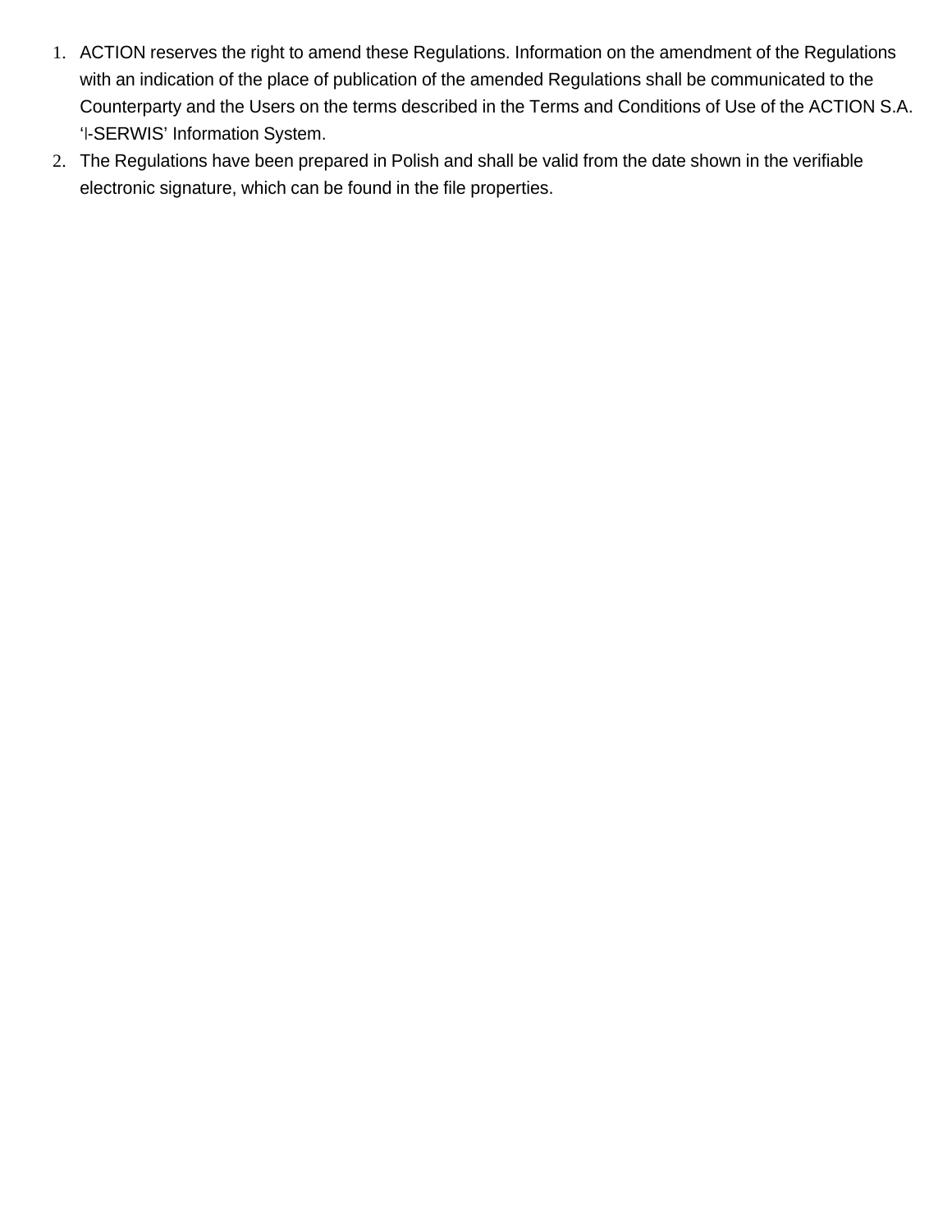1. ACTION reserves the right to amend these Regulations. Information on the amendment of the Regulations with an indication of the place of publication of the amended Regulations shall be communicated to the Counterparty and the Users on the terms described in the Terms and Conditions of Use of the ACTION S.A. ‘I-SERWIS’ Information System.
2. The Regulations have been prepared in Polish and shall be valid from the date shown in the verifiable electronic signature, which can be found in the file properties.